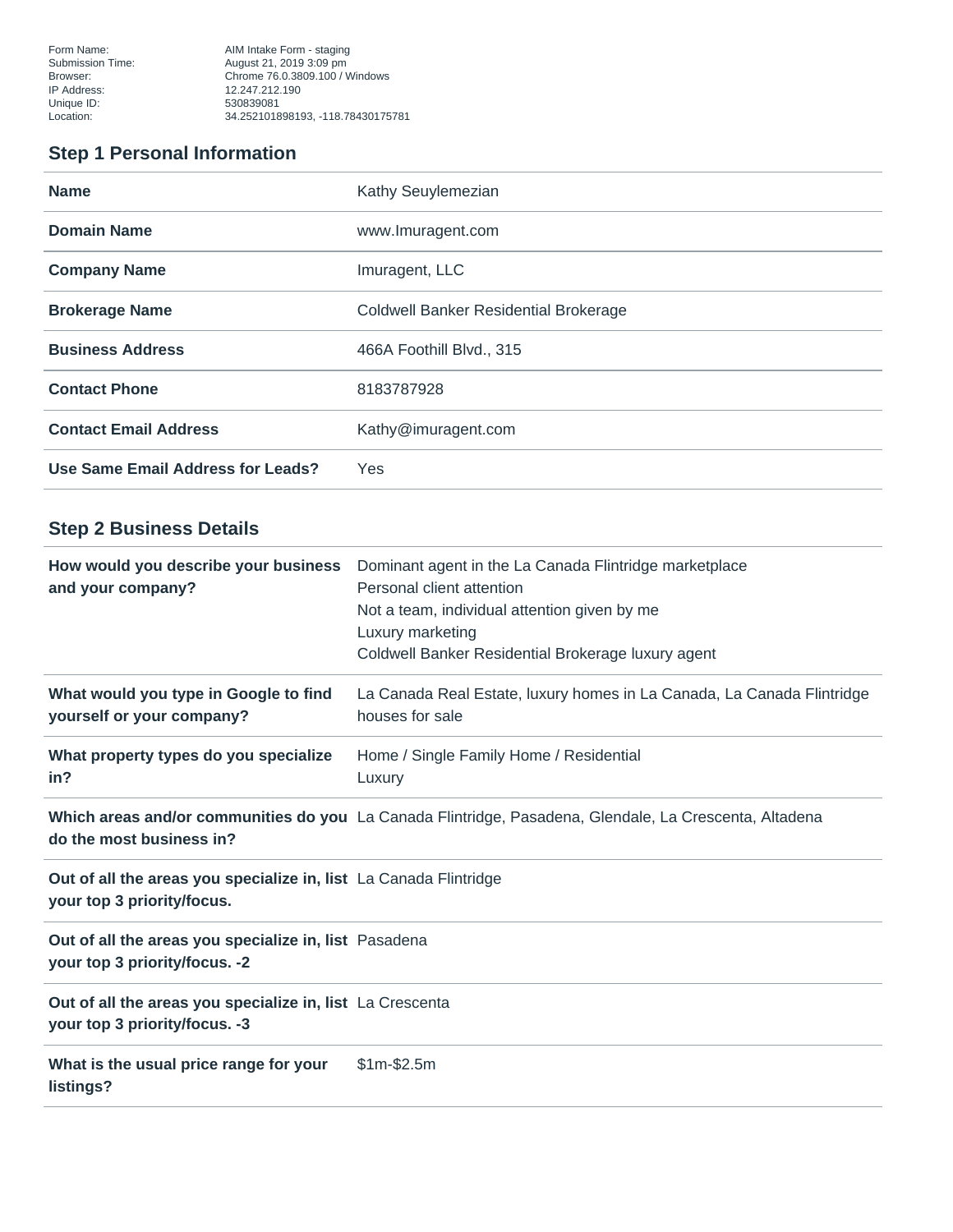Form Name: AIM Intake Form - staging
Submission Time: August 21, 2019 3:09 pm
Browser: Chrome 76.0.3809.100 / Windows
IP Address: 12.247.212.190
Unique ID: 530839081
Location: 34.252101898193, -118.78430175781

## Step 1 Personal Information

| | |
|---|---|
| **Name** | Kathy Seuylemezian |
| **Domain Name** | www.Imuragent.com |
| **Company Name** | Imuragent, LLC |
| **Brokerage Name** | Coldwell Banker Residential Brokerage |
| **Business Address** | 466A Foothill Blvd., 315 |
| **Contact Phone** | 8183787928 |
| **Contact Email Address** | Kathy@imuragent.com |
| **Use Same Email Address for Leads?** | Yes |

## Step 2 Business Details

| | |
|---|---|
| **How would you describe your business and your company?** | Dominant agent in the La Canada Flintridge marketplace<br>Personal client attention<br>Not a team, individual attention given by me<br>Luxury marketing<br>Coldwell Banker Residential Brokerage luxury agent |
| **What would you type in Google to find yourself or your company?** | La Canada Real Estate, luxury homes in La Canada, La Canada Flintridge houses for sale |
| **What property types do you specialize in?** | Home / Single Family Home / Residential<br>Luxury |
| **Which areas and/or communities do you do the most business in?** | La Canada Flintridge, Pasadena, Glendale, La Crescenta, Altadena |
| **Out of all the areas you specialize in, list your top 3 priority/focus.** | La Canada Flintridge |
| **Out of all the areas you specialize in, list your top 3 priority/focus. -2** | Pasadena |
| **Out of all the areas you specialize in, list your top 3 priority/focus. -3** | La Crescenta |
| **What is the usual price range for your listings?** | $1m-$2.5m |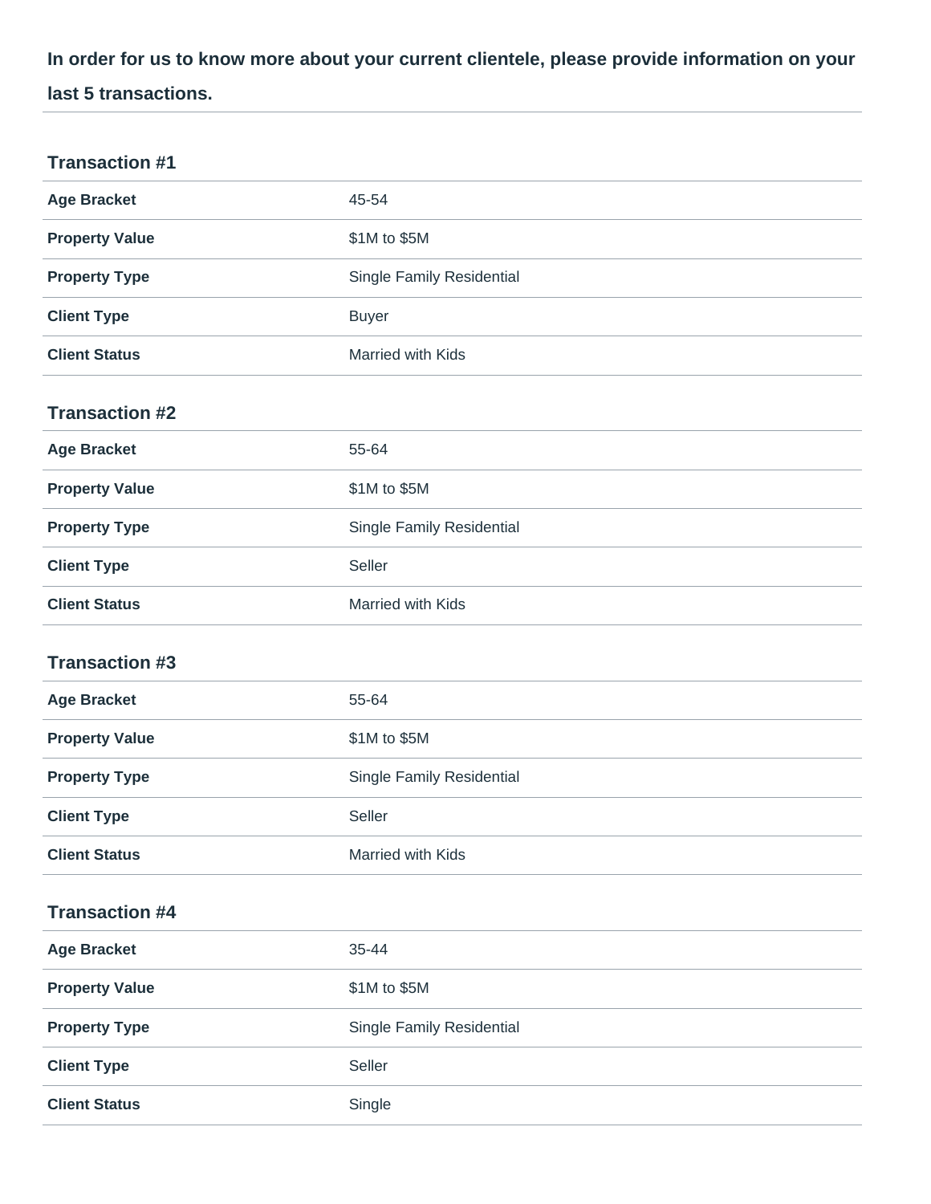**In order for us to know more about your current clientele, please provide information on your last 5 transactions.**

### Transaction #1

| | |
|---|---|
| **Age Bracket** | 45-54 |
| **Property Value** | $1M to $5M |
| **Property Type** | Single Family Residential |
| **Client Type** | Buyer |
| **Client Status** | Married with Kids |

### Transaction #2

| | |
|---|---|
| **Age Bracket** | 55-64 |
| **Property Value** | $1M to $5M |
| **Property Type** | Single Family Residential |
| **Client Type** | Seller |
| **Client Status** | Married with Kids |

### Transaction #3

| | |
|---|---|
| **Age Bracket** | 55-64 |
| **Property Value** | $1M to $5M |
| **Property Type** | Single Family Residential |
| **Client Type** | Seller |
| **Client Status** | Married with Kids |

### Transaction #4

| | |
|---|---|
| **Age Bracket** | 35-44 |
| **Property Value** | $1M to $5M |
| **Property Type** | Single Family Residential |
| **Client Type** | Seller |
| **Client Status** | Single |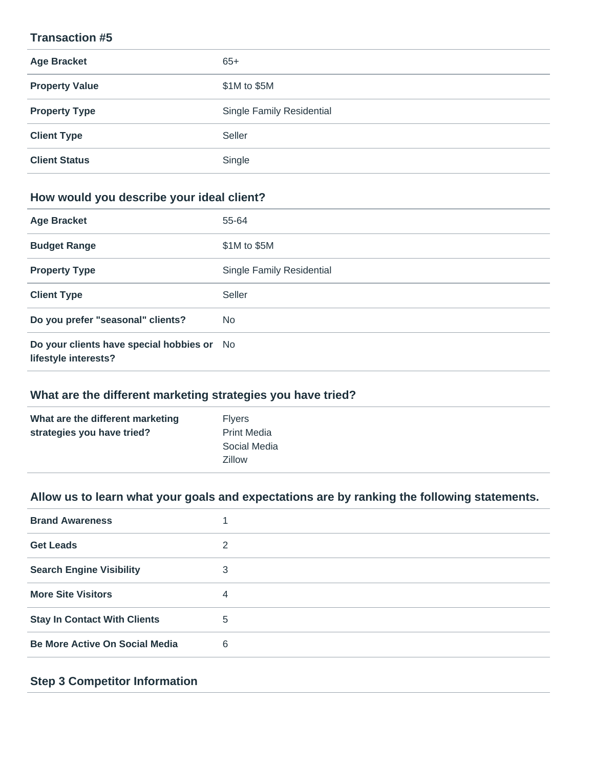### Transaction #5

| | |
|---|---|
| **Age Bracket** | 65+ |
| **Property Value** | $1M to $5M |
| **Property Type** | Single Family Residential |
| **Client Type** | Seller |
| **Client Status** | Single |

### How would you describe your ideal client?

| | |
|---|---|
| **Age Bracket** | 55-64 |
| **Budget Range** | $1M to $5M |
| **Property Type** | Single Family Residential |
| **Client Type** | Seller |
| **Do you prefer "seasonal" clients?** | No |
| **Do your clients have special hobbies or lifestyle interests?** | No |

### What are the different marketing strategies you have tried?

| | |
|---|---|
| **What are the different marketing strategies you have tried?** | Flyers<br>Print Media<br>Social Media<br>Zillow |

### Allow us to learn what your goals and expectations are by ranking the following statements.

| | |
|---|---|
| **Brand Awareness** | 1 |
| **Get Leads** | 2 |
| **Search Engine Visibility** | 3 |
| **More Site Visitors** | 4 |
| **Stay In Contact With Clients** | 5 |
| **Be More Active On Social Media** | 6 |

### Step 3 Competitor Information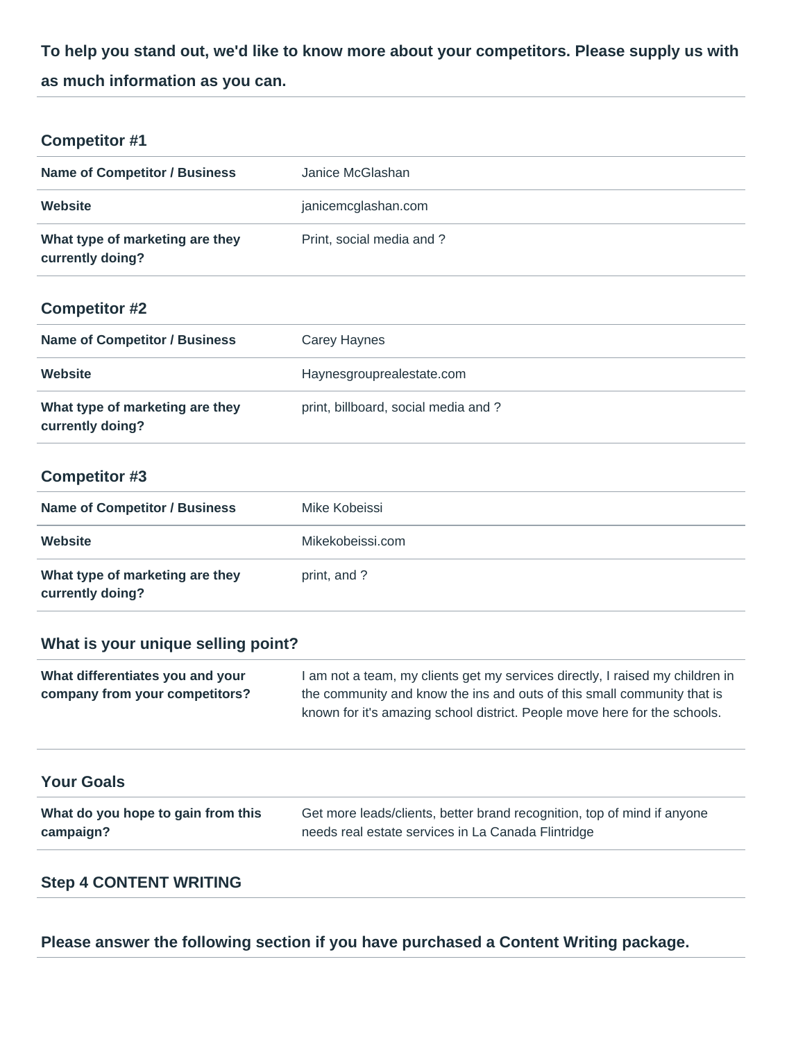**To help you stand out, we'd like to know more about your competitors. Please supply us with as much information as you can.**

### Competitor #1

| | |
|---|---|
| **Name of Competitor / Business** | Janice McGlashan |
| **Website** | janicemcglashan.com |
| **What type of marketing are they currently doing?** | Print, social media and ? |

### Competitor #2

| | |
|---|---|
| **Name of Competitor / Business** | Carey Haynes |
| **Website** | Haynesgrouprealestate.com |
| **What type of marketing are they currently doing?** | print, billboard, social media and ? |

### Competitor #3

| | |
|---|---|
| **Name of Competitor / Business** | Mike Kobeissi |
| **Website** | Mikekobeissi.com |
| **What type of marketing are they currently doing?** | print, and ? |

### What is your unique selling point?

| | |
|---|---|
| **What differentiates you and your company from your competitors?** | I am not a team, my clients get my services directly, I raised my children in the community and know the ins and outs of this small community that is known for it's amazing school district. People move here for the schools. |

### Your Goals

| | |
|---|---|
| **What do you hope to gain from this campaign?** | Get more leads/clients, better brand recognition, top of mind if anyone needs real estate services in La Canada Flintridge |

### Step 4 CONTENT WRITING

**Please answer the following section if you have purchased a Content Writing package.**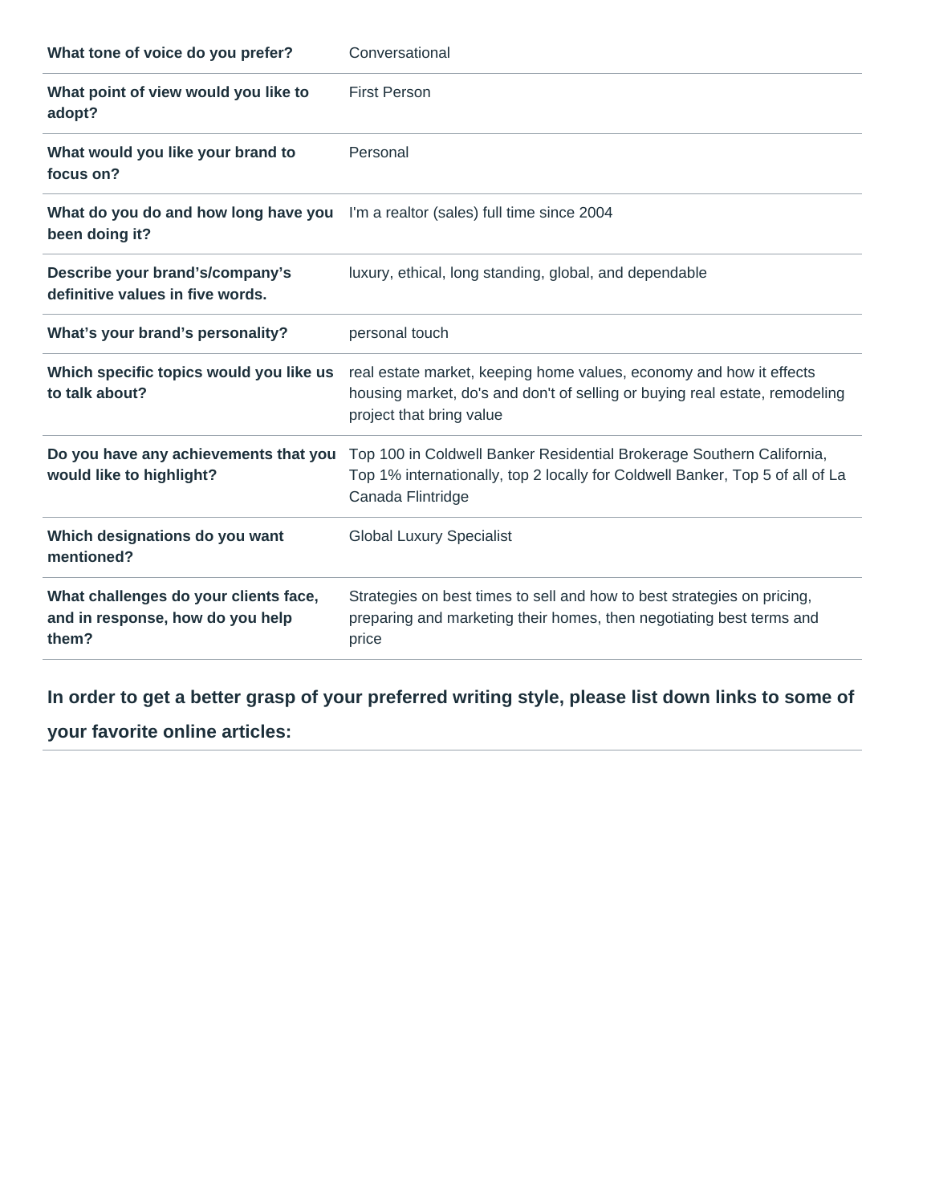| | |
|---|---|
| **What tone of voice do you prefer?** | Conversational |
| **What point of view would you like to adopt?** | First Person |
| **What would you like your brand to focus on?** | Personal |
| **What do you do and how long have you been doing it?** | I'm a realtor (sales) full time since 2004 |
| **Describe your brand's/company's definitive values in five words.** | luxury, ethical, long standing, global, and dependable |
| **What's your brand's personality?** | personal touch |
| **Which specific topics would you like us to talk about?** | real estate market, keeping home values, economy and how it effects housing market, do's and don't of selling or buying real estate, remodeling project that bring value |
| **Do you have any achievements that you would like to highlight?** | Top 100 in Coldwell Banker Residential Brokerage Southern California, Top 1% internationally, top 2 locally for Coldwell Banker, Top 5 of all of La Canada Flintridge |
| **Which designations do you want mentioned?** | Global Luxury Specialist |
| **What challenges do your clients face, and in response, how do you help them?** | Strategies on best times to sell and how to best strategies on pricing, preparing and marketing their homes, then negotiating best terms and price |

**In order to get a better grasp of your preferred writing style, please list down links to some of your favorite online articles:**